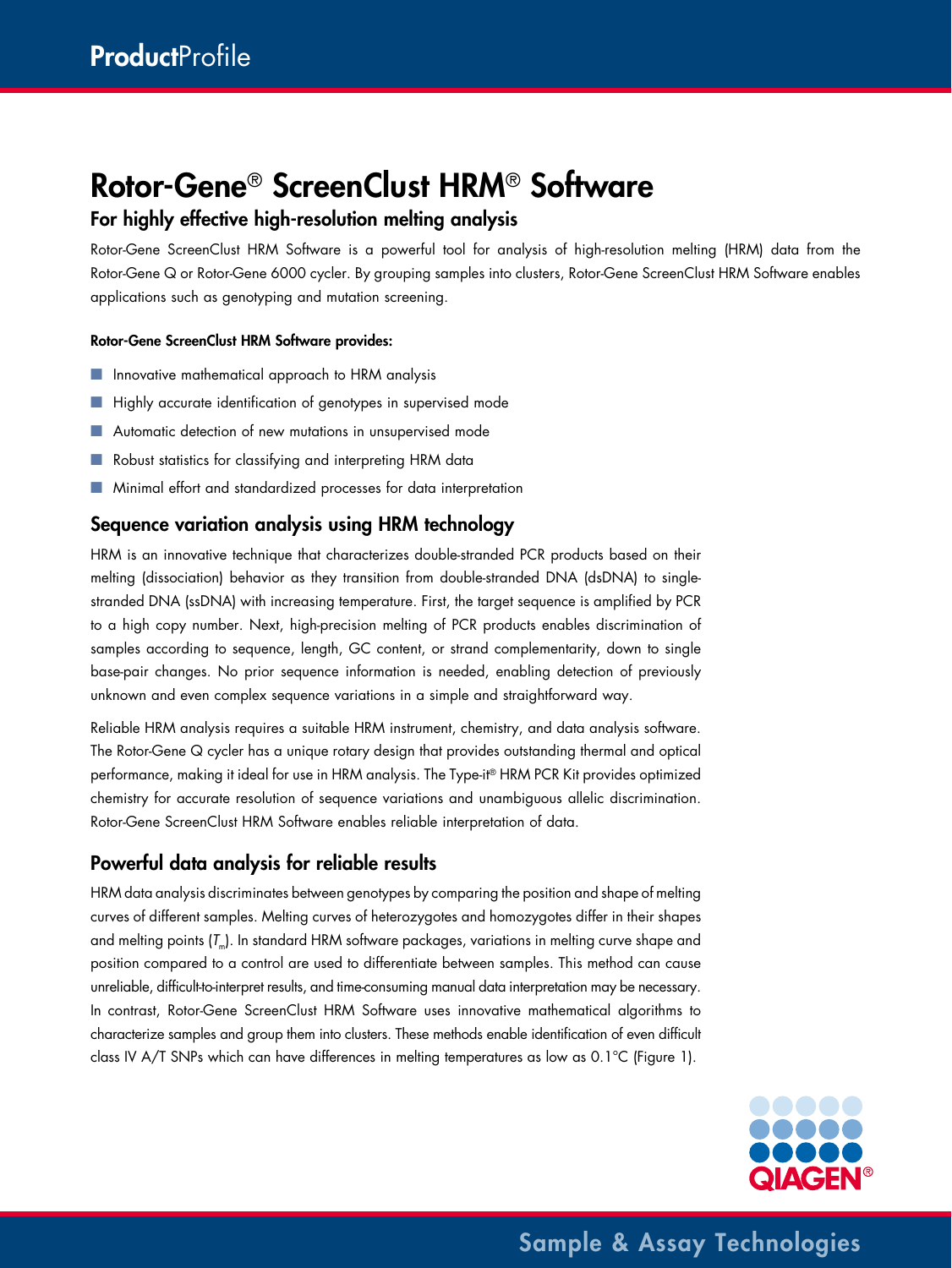# Rotor-Gene® ScreenClust HRM® Software

## For highly effective high-resolution melting analysis

Rotor-Gene ScreenClust HRM Software is a powerful tool for analysis of high-resolution melting (HRM) data from the Rotor-Gene Q or Rotor-Gene 6000 cycler. By grouping samples into clusters, Rotor-Gene ScreenClust HRM Software enables applications such as genotyping and mutation screening.

**Rotor-Gene ScreenClust HRM Software provides:**

- Innovative mathematical approach to HRM analysis
- Highly accurate identification of genotypes in supervised mode
- Automatic detection of new mutations in unsupervised mode
- Robust statistics for classifying and interpreting HRM data
- Minimal effort and standardized processes for data interpretation

## Sequence variation analysis using HRM technology

HRM is an innovative technique that characterizes double-stranded PCR products based on their melting (dissociation) behavior as they transition from double-stranded DNA (dsDNA) to single-stranded DNA (ssDNA) with increasing temperature. First, the target sequence is amplified by PCR to a high copy number. Next, high-precision melting of PCR products enables discrimination of samples according to sequence, length, GC content, or strand complementarity, down to single base-pair changes. No prior sequence information is needed, enabling detection of previously unknown and even complex sequence variations in a simple and straightforward way.

Reliable HRM analysis requires a suitable HRM instrument, chemistry, and data analysis software. The Rotor-Gene Q cycler has a unique rotary design that provides outstanding thermal and optical performance, making it ideal for use in HRM analysis. The Type-it® HRM PCR Kit provides optimized chemistry for accurate resolution of sequence variations and unambiguous allelic discrimination. Rotor-Gene ScreenClust HRM Software enables reliable interpretation of data.

## Powerful data analysis for reliable results

HRM data analysis discriminates between genotypes by comparing the position and shape of melting curves of different samples. Melting curves of heterozygotes and homozygotes differ in their shapes and melting points ($T_m$). In standard HRM software packages, variations in melting curve shape and position compared to a control are used to differentiate between samples. This method can cause unreliable, difficult-to-interpret results, and time-consuming manual data interpretation may be necessary. In contrast, Rotor-Gene ScreenClust HRM Software uses innovative mathematical algorithms to characterize samples and group them into clusters. These methods enable identification of even difficult class IV A/T SNPs which can have differences in melting temperatures as low as 0.1°C (Figure 1).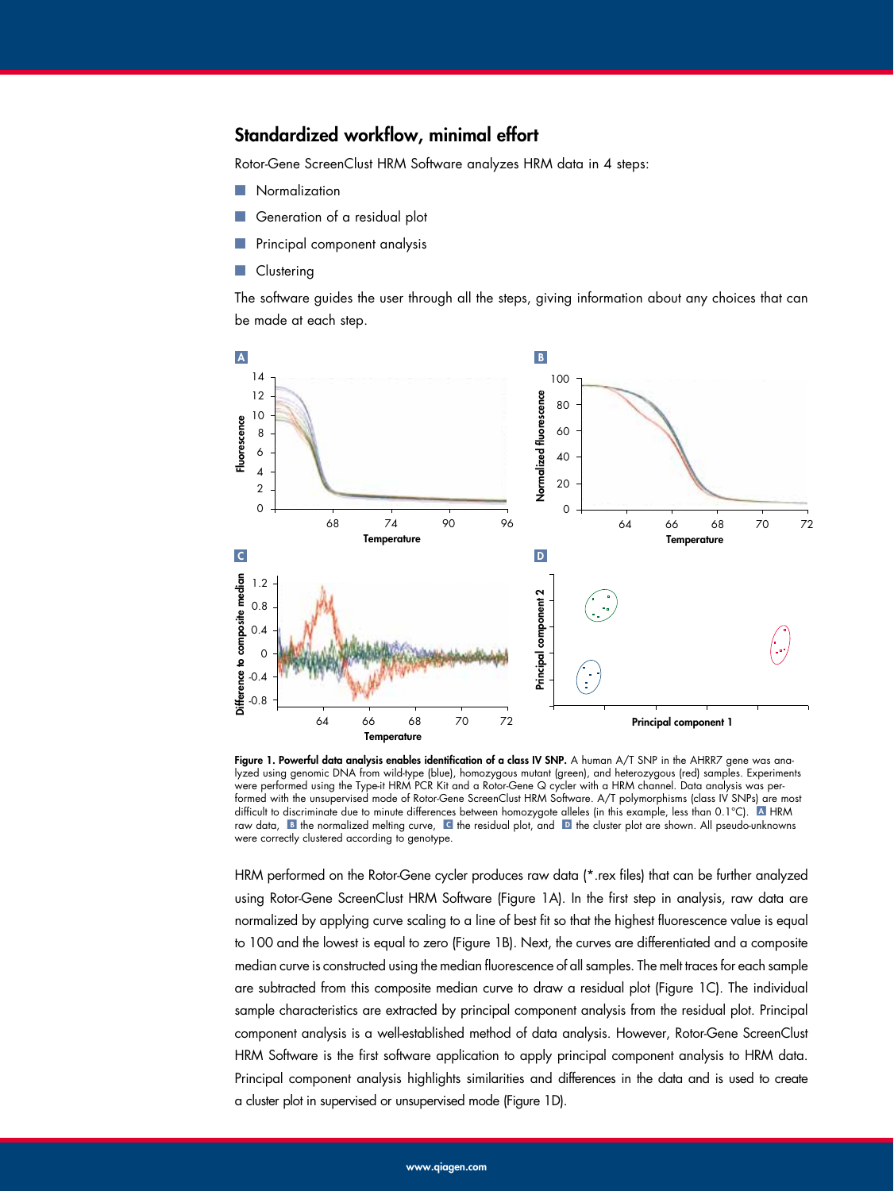## Standardized workflow, minimal effort

Rotor-Gene ScreenClust HRM Software analyzes HRM data in 4 steps:

- Normalization
- Generation of a residual plot
- Principal component analysis
- Clustering

The software guides the user through all the steps, giving information about any choices that can be made at each step.

**Figure 1. Powerful data analysis enables identification of a class IV SNP.** A human A/T SNP in the AHRR7 gene was analyzed using genomic DNA from wild-type (blue), homozygous mutant (green), and heterozygous (red) samples. Experiments were performed using the Type-it HRM PCR Kit and a Rotor-Gene Q cycler with a HRM channel. Data analysis was performed with the unsupervised mode of Rotor-Gene ScreenClust HRM Software. A/T polymorphisms (class IV SNPs) are most difficult to discriminate due to minute differences between homozygote alleles (in this example, less than 0.1°C). **A** HRM raw data, **B** the normalized melting curve, **C** the residual plot, and **D** the cluster plot are shown. All pseudo-unknowns were correctly clustered according to genotype.

HRM performed on the Rotor-Gene cycler produces raw data (*.rex files) that can be further analyzed using Rotor-Gene ScreenClust HRM Software (Figure 1A). In the first step in analysis, raw data are normalized by applying curve scaling to a line of best fit so that the highest fluorescence value is equal to 100 and the lowest is equal to zero (Figure 1B). Next, the curves are differentiated and a composite median curve is constructed using the median fluorescence of all samples. The melt traces for each sample are subtracted from this composite median curve to draw a residual plot (Figure 1C). The individual sample characteristics are extracted by principal component analysis from the residual plot. Principal component analysis is a well-established method of data analysis. However, Rotor-Gene ScreenClust HRM Software is the first software application to apply principal component analysis to HRM data. Principal component analysis highlights similarities and differences in the data and is used to create a cluster plot in supervised or unsupervised mode (Figure 1D).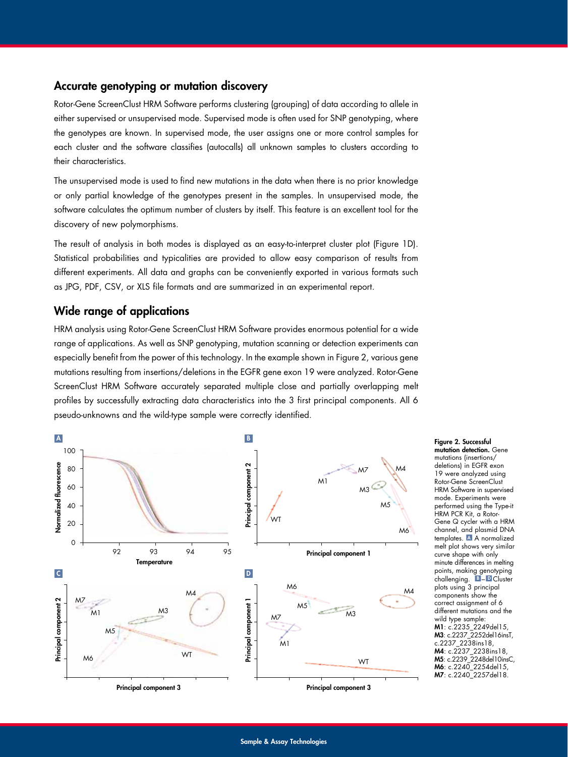## Accurate genotyping or mutation discovery

Rotor-Gene ScreenClust HRM Software performs clustering (grouping) of data according to allele in either supervised or unsupervised mode. Supervised mode is often used for SNP genotyping, where the genotypes are known. In supervised mode, the user assigns one or more control samples for each cluster and the software classifies (autocalls) all unknown samples to clusters according to their characteristics.

The unsupervised mode is used to find new mutations in the data when there is no prior knowledge or only partial knowledge of the genotypes present in the samples. In unsupervised mode, the software calculates the optimum number of clusters by itself. This feature is an excellent tool for the discovery of new polymorphisms.

The result of analysis in both modes is displayed as an easy-to-interpret cluster plot (Figure 1D). Statistical probabilities and typicalities are provided to allow easy comparison of results from different experiments. All data and graphs can be conveniently exported in various formats such as JPG, PDF, CSV, or XLS file formats and are summarized in an experimental report.

## Wide range of applications

HRM analysis using Rotor-Gene ScreenClust HRM Software provides enormous potential for a wide range of applications. As well as SNP genotyping, mutation scanning or detection experiments can especially benefit from the power of this technology. In the example shown in Figure 2, various gene mutations resulting from insertions/deletions in the EGFR gene exon 19 were analyzed. Rotor-Gene ScreenClust HRM Software accurately separated multiple close and partially overlapping melt profiles by successfully extracting data characteristics into the 3 first principal components. All 6 pseudo-unknowns and the wild-type sample were correctly identified.

**Figure 2. Successful mutation detection.** Gene mutations (insertions/deletions) in EGFR exon 19 were analyzed using Rotor-Gene ScreenClust HRM Software in supervised mode. Experiments were performed using the Type-it HRM PCR Kit, a Rotor-Gene Q cycler with a HRM channel, and plasmid DNA templates. **A** A normalized melt plot shows very similar curve shape with only minute differences in melting points, making genotyping challenging. **B**–**D** Cluster plots using 3 principal components show the correct assignment of 6 different mutations and the wild type sample: **M1**: c.2235_2249del15, **M3**: c.2237_2252del16insT, c.2237_2238ins18, **M4**: c.2237_2238ins18, **M5**: c.2239_2248del10insC, **M6**: c.2240_2254del15, **M7**: c.2240_2257del18.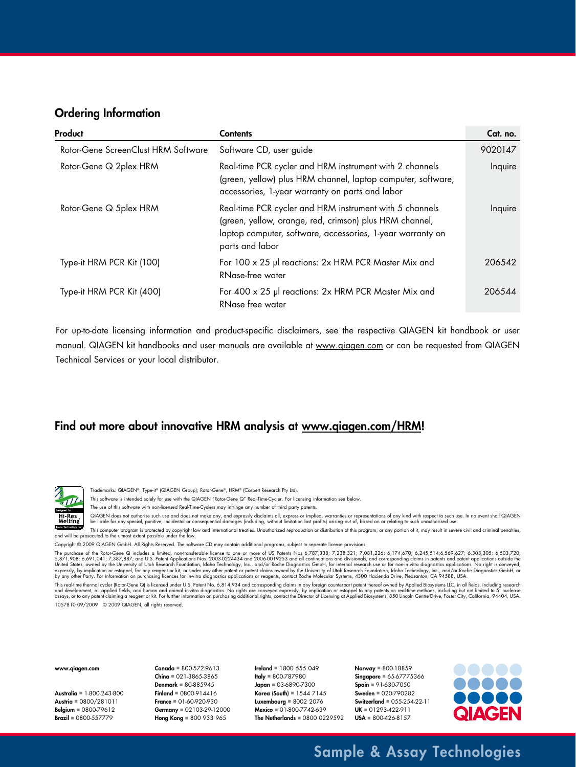## Ordering Information

| Product | Contents | Cat. no. |
|---|---|---|
| Rotor-Gene ScreenClust HRM Software | Software CD, user guide | 9020147 |
| Rotor-Gene Q 2plex HRM | Real-time PCR cycler and HRM instrument with 2 channels (green, yellow) plus HRM channel, laptop computer, software, accessories, 1-year warranty on parts and labor | Inquire |
| Rotor-Gene Q 5plex HRM | Real-time PCR cycler and HRM instrument with 5 channels (green, yellow, orange, red, crimson) plus HRM channel, laptop computer, software, accessories, 1-year warranty on parts and labor | Inquire |
| Type-it HRM PCR Kit (100) | For 100 x 25 µl reactions: 2x HRM PCR Master Mix and RNase-free water | 206542 |
| Type-it HRM PCR Kit (400) | For 400 x 25 µl reactions: 2x HRM PCR Master Mix and RNase free water | 206544 |

For up-to-date licensing information and product-specific disclaimers, see the respective QIAGEN kit handbook or user manual. QIAGEN kit handbooks and user manuals are available at www.qiagen.com or can be requested from QIAGEN Technical Services or your local distributor.

**Find out more about innovative HRM analysis at www.qiagen.com/HRM!**

Trademarks: QIAGEN®, Type-it® (QIAGEN Group); Rotor-Gene®, HRM® (Corbett Research Pty Ltd).

This software is intended solely for use with the QIAGEN "Rotor-Gene Q" Real-Time-Cycler. For licensing information see below.

The use of this software with non-licensed Real-Time-Cyclers may infringe any number of third party patents.

QIAGEN does not authorise such use and does not make any, and expressly disclaims all, express or implied, warranties or representations of any kind with respect to such use. In no event shall QIAGEN be liable for any special, punitive, incidental or consequential damages (including, without limitation lost profits) arising out of, based on or relating to such unauthorised use.

This computer program is protected by copyright law and international treaties. Unauthorized reproduction or distribution of this program, or any portion of it, may result in severe civil and criminal penalties, and will be prosecuted to the utmost extent possible under the law.

Copyright © 2009 QIAGEN GmbH. All Rights Reserved. The software CD may contain additional programs, subject to seperate license provisions.

The purchase of the Rotor-Gene Q includes a limited, non-transferable license to one or more of US Patents Nos 6,787,338; 7,238,321; 7,081,226; 6,174,670; 6,245,514;6,569,627; 6,303,305; 6,503,720; 5,871,908; 6,691,041; 7,387,887; and U.S. Patent Applications Nos. 2003-0224434 and 2006-0019253 and all continuations and divisionals, and corresponding claims in patents and patent applications outside the United States, owned by the University of Utah Research Foundation, Idaho Technology, Inc., and/or Roche Diagnostics GmbH, for internal research use or for non-in vitro diagnostics applications. No right is conveyed, expressly, by implication or estoppel, for any reagent or kit, or under any other patent or patent claims owned by the University of Utah Research Foundation, Idaho Technology, Inc., and/or Roche Diagnostics GmbH, or by any other Party. For information on purchasing licences for in-vitro diagnostics applications or reagents, contact Roche Molecular Systems, 4300 Hacienda Drive, Pleasanton, CA 94588, USA.

This real-time thermal cycler (Rotor-Gene Q) is licensed under U.S. Patent No. 6,814,934 and corresponding claims in any foreign counterpart patent thereof owned by Applied Biosystems LLC, in all fields, including research and development, all applied fields, and human and animal in-vitro diagnostics. No rights are conveyed expressly, by implication or estoppel to any patents on real-time methods, including but not limited to 5' nuclease assays, or to any patent claiming a reagent or kit. For further information on purchasing additional rights, contact the Director of Licensing at Applied Biosystems, 850 Lincoln Centre Drive, Foster City, California, 94404, USA.

1057810 09/2009 © 2009 QIAGEN, all rights reserved.

www.qiagen.com

**Australia** ■ 1-800-243-800
**Austria** ■ 0800/281011
**Belgium** ■ 0800-79612
**Brazil** ■ 0800-557779
**Canada** ■ 800-572-9613
**China** ■ 021-3865-3865
**Denmark** ■ 80-885945
**Finland** ■ 0800-914416
**France** ■ 01-60-920-930
**Germany** ■ 02103-29-12000
**Hong Kong** ■ 800 933 965
**Ireland** ■ 1800 555 049
**Italy** ■ 800-787980
**Japan** ■ 03-6890-7300
**Korea (South)** ■ 1544 7145
**Luxembourg** ■ 8002 2076
**Mexico** ■ 01-800-7742-639
**The Netherlands** ■ 0800 0229592
**Norway** ■ 800-18859
**Singapore** ■ 65-67775366
**Spain** ■ 91-630-7050
**Sweden** ■ 020-790282
**Switzerland** ■ 055-254-22-11
**UK** ■ 01293-422-911
**USA** ■ 800-426-8157

QIAGEN

Sample & Assay Technologies